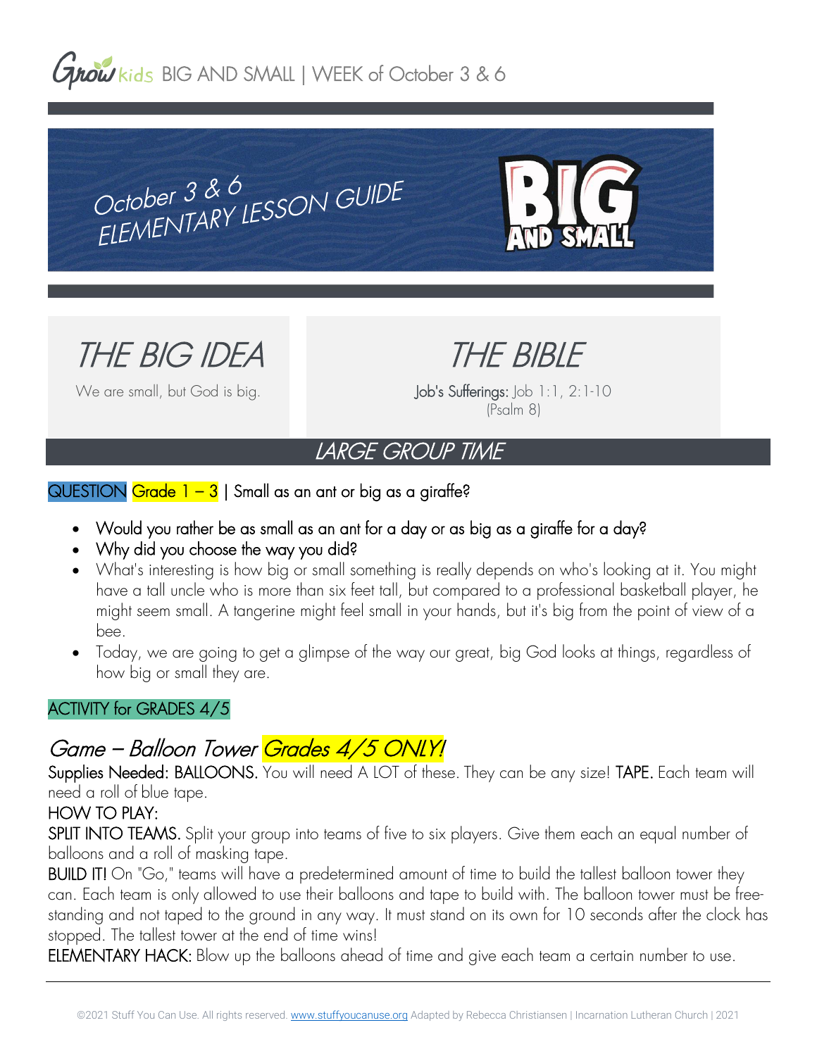Grow kids BIG AND SMALL | WEEK of October 3 & 6

# October 3 & 6 ELEMENTARY LESSON GUIDE

BIG AND SMALL

## THE BIG IDEA

We are small, but God is big.

## THE BIBLE

**Job's Sufferings:** Job 1:1, 2:1-10
(Psalm 8)

## LARGE GROUP TIME

QUESTION Grade 1 – 3 | Small as an ant or big as a giraffe?

- Would you rather be as small as an ant for a day or as big as a giraffe for a day?
- Why did you choose the way you did?
- What's interesting is how big or small something is really depends on who's looking at it. You might have a tall uncle who is more than six feet tall, but compared to a professional basketball player, he might seem small. A tangerine might feel small in your hands, but it's big from the point of view of a bee.
- Today, we are going to get a glimpse of the way our great, big God looks at things, regardless of how big or small they are.

ACTIVITY for GRADES 4/5

### *Game – Balloon Tower Grades 4/5 ONLY!*

**Supplies Needed: BALLOONS.** You will need A LOT of these. They can be any size! **TAPE.** Each team will need a roll of blue tape.

HOW TO PLAY:

**SPLIT INTO TEAMS.** Split your group into teams of five to six players. Give them each an equal number of balloons and a roll of masking tape.

**BUILD IT!** On "Go," teams will have a predetermined amount of time to build the tallest balloon tower they can. Each team is only allowed to use their balloons and tape to build with. The balloon tower must be free-standing and not taped to the ground in any way. It must stand on its own for 10 seconds after the clock has stopped. The tallest tower at the end of time wins!

**ELEMENTARY HACK:** Blow up the balloons ahead of time and give each team a certain number to use.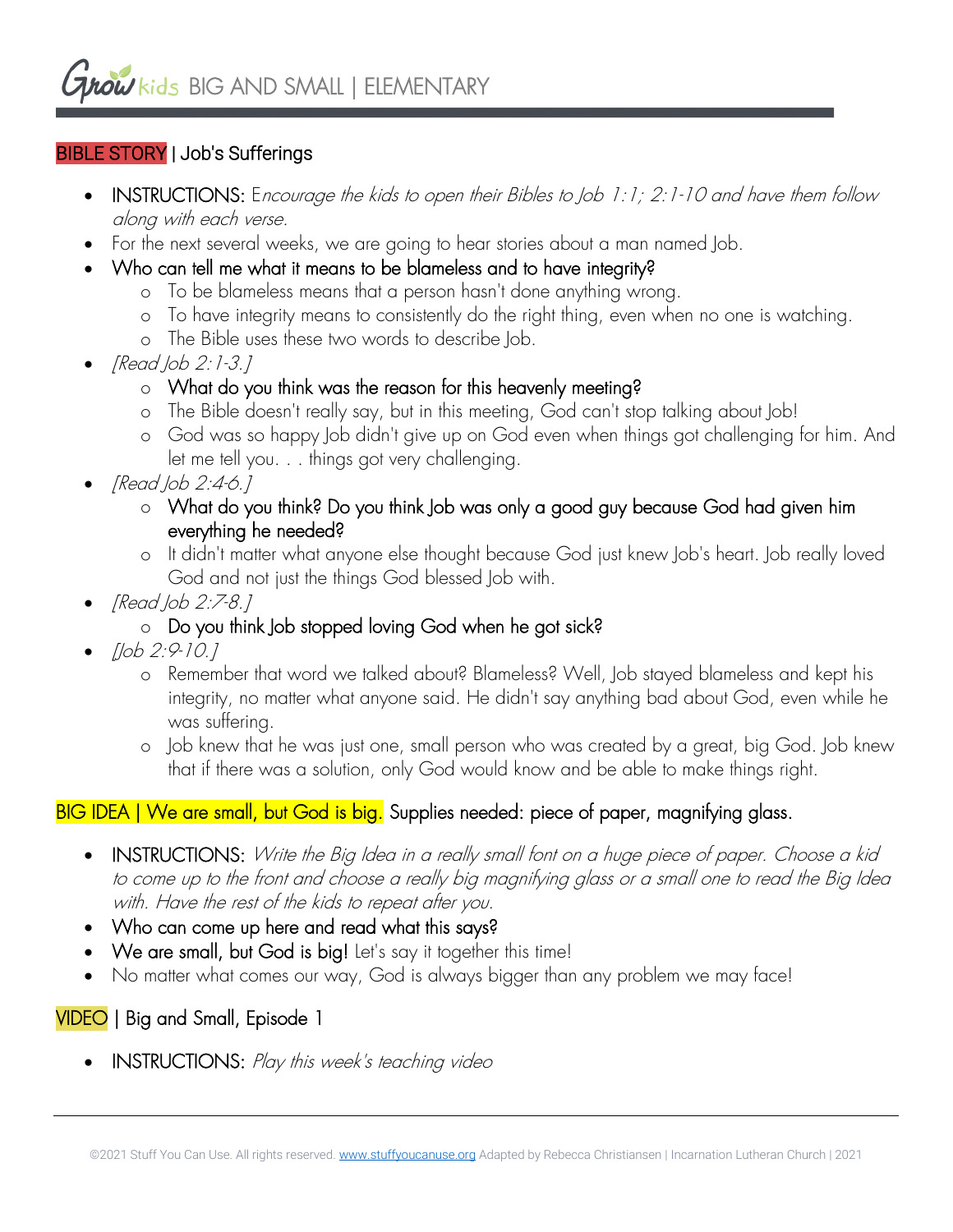**BIBLE STORY** | Job's Sufferings

- INSTRUCTIONS: *Encourage the kids to open their Bibles to Job 1:1; 2:1-10 and have them follow along with each verse.*
- For the next several weeks, we are going to hear stories about a man named Job.
- Who can tell me what it means to be blameless and to have integrity?
    - To be blameless means that a person hasn't done anything wrong.
    - To have integrity means to consistently do the right thing, even when no one is watching.
    - The Bible uses these two words to describe Job.
- *[Read Job 2:1-3.]*
    - What do you think was the reason for this heavenly meeting?
    - The Bible doesn't really say, but in this meeting, God can't stop talking about Job!
    - God was so happy Job didn't give up on God even when things got challenging for him. And let me tell you. . . things got very challenging.
- *[Read Job 2:4-6.]*
    - What do you think? Do you think Job was only a good guy because God had given him everything he needed?
    - It didn't matter what anyone else thought because God just knew Job's heart. Job really loved God and not just the things God blessed Job with.
- *[Read Job 2:7-8.]*
    - Do you think Job stopped loving God when he got sick?
- *[Job 2:9-10.]*
    - Remember that word we talked about? Blameless? Well, Job stayed blameless and kept his integrity, no matter what anyone said. He didn't say anything bad about God, even while he was suffering.
    - Job knew that he was just one, small person who was created by a great, big God. Job knew that if there was a solution, only God would know and be able to make things right.

**BIG IDEA | We are small, but God is big.** Supplies needed: piece of paper, magnifying glass.

- INSTRUCTIONS: *Write the Big Idea in a really small font on a huge piece of paper. Choose a kid to come up to the front and choose a really big magnifying glass or a small one to read the Big Idea with. Have the rest of the kids to repeat after you.*
- Who can come up here and read what this says?
- We are small, but God is big! Let's say it together this time!
- No matter what comes our way, God is always bigger than any problem we may face!

**VIDEO** | Big and Small, Episode 1

- INSTRUCTIONS: *Play this week's teaching video*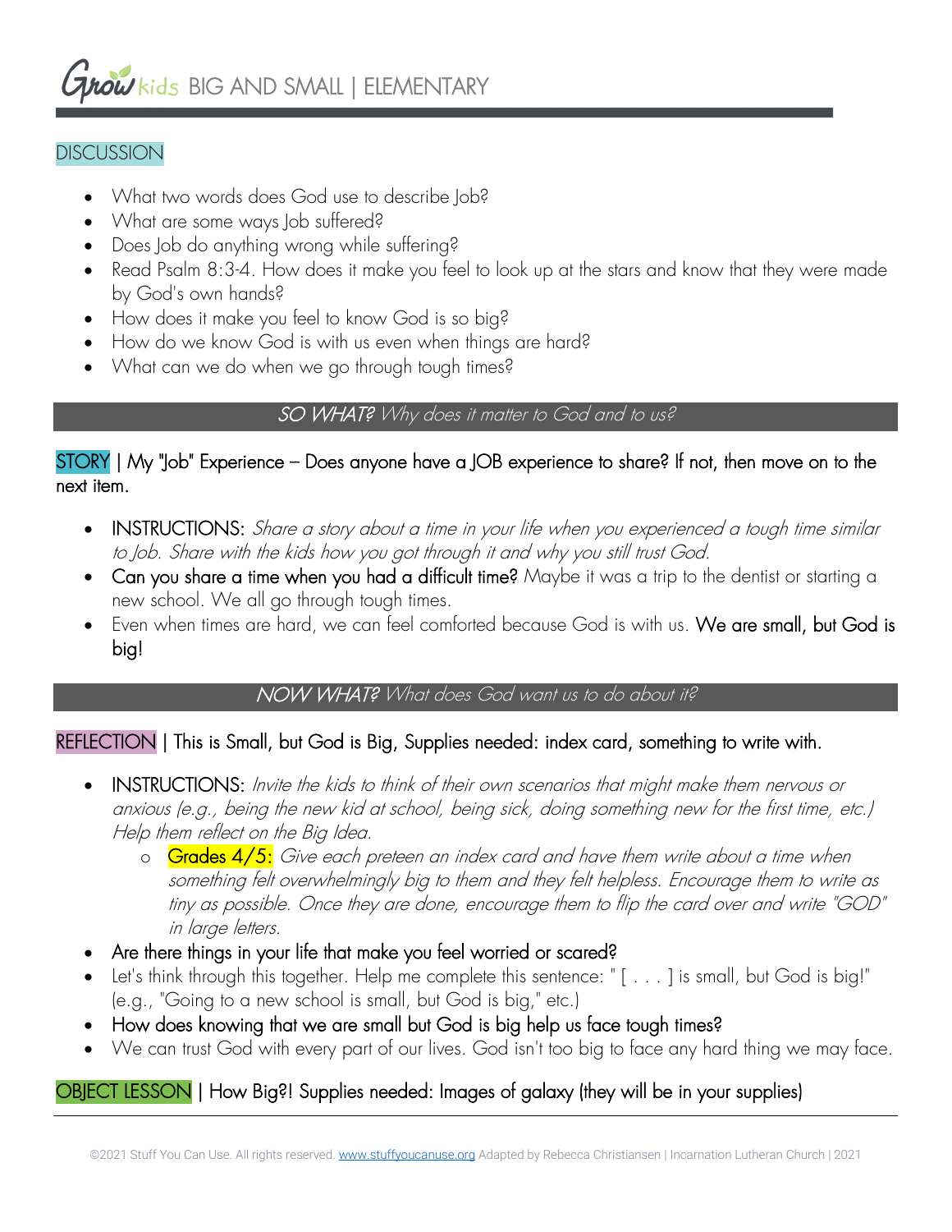## DISCUSSION

- What two words does God use to describe Job?
- What are some ways Job suffered?
- Does Job do anything wrong while suffering?
- Read Psalm 8:3-4. How does it make you feel to look up at the stars and know that they were made by God's own hands?
- How does it make you feel to know God is so big?
- How do we know God is with us even when things are hard?
- What can we do when we go through tough times?

### *SO WHAT? Why does it matter to God and to us?*

**STORY** | My "Job" Experience – Does anyone have a JOB experience to share? If not, then move on to the next item.

- INSTRUCTIONS: *Share a story about a time in your life when you experienced a tough time similar to Job. Share with the kids how you got through it and why you still trust God.*
- **Can you share a time when you had a difficult time?** Maybe it was a trip to the dentist or starting a new school. We all go through tough times.
- Even when times are hard, we can feel comforted because God is with us. **We are small, but God is big!**

### *NOW WHAT? What does God want us to do about it?*

**REFLECTION** | This is Small, but God is Big, Supplies needed: index card, something to write with.

- INSTRUCTIONS: *Invite the kids to think of their own scenarios that might make them nervous or anxious (e.g., being the new kid at school, being sick, doing something new for the first time, etc.) Help them reflect on the Big Idea.*
  - **Grades 4/5:** *Give each preteen an index card and have them write about a time when something felt overwhelmingly big to them and they felt helpless. Encourage them to write as tiny as possible. Once they are done, encourage them to flip the card over and write "GOD" in large letters.*
- **Are there things in your life that make you feel worried or scared?**
- Let's think through this together. Help me complete this sentence: " [ . . . ] is small, but God is big!" (e.g., "Going to a new school is small, but God is big," etc.)
- **How does knowing that we are small but God is big help us face tough times?**
- We can trust God with every part of our lives. God isn't too big to face any hard thing we may face.

**OBJECT LESSON** | How Big?! Supplies needed: Images of galaxy (they will be in your supplies)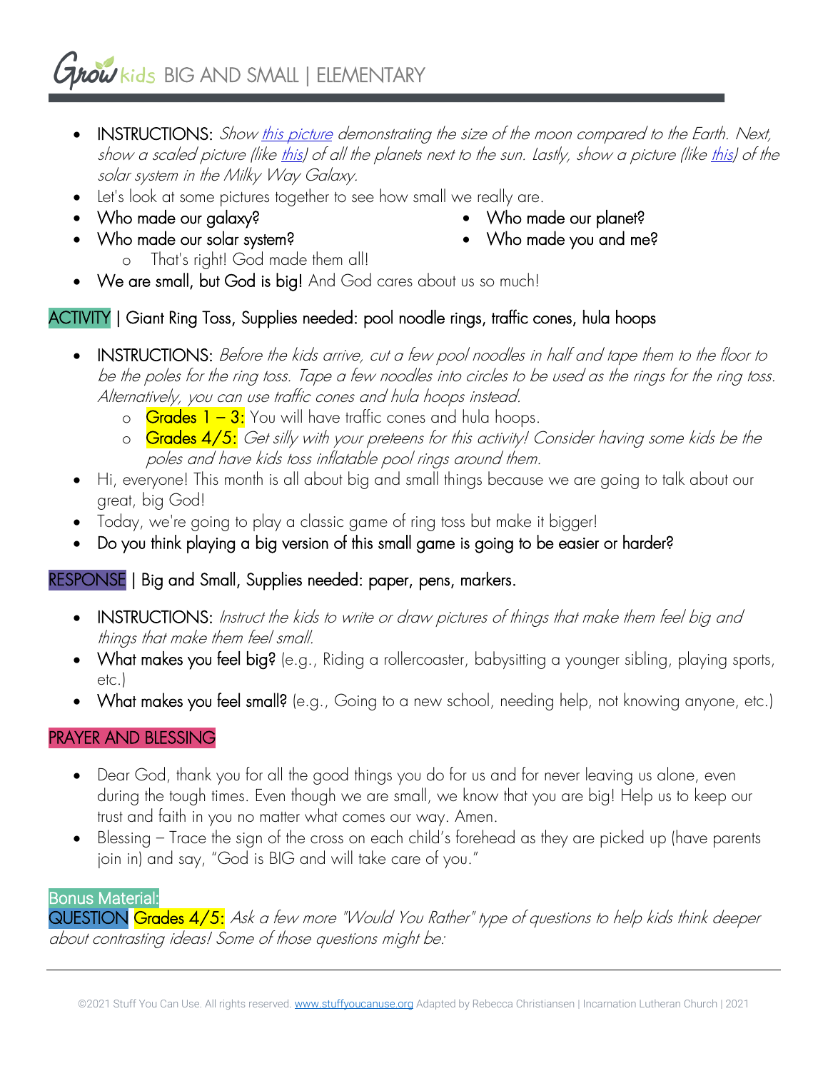- INSTRUCTIONS: *Show this picture demonstrating the size of the moon compared to the Earth. Next, show a scaled picture (like this) of all the planets next to the sun. Lastly, show a picture (like this) of the solar system in the Milky Way Galaxy.*
- Let's look at some pictures together to see how small we really are.
- Who made our galaxy?
- Who made our solar system?
- Who made our planet?
- Who made you and me?
  - That's right! God made them all!
- We are small, but God is big! And God cares about us so much!

## ACTIVITY | Giant Ring Toss, Supplies needed: pool noodle rings, traffic cones, hula hoops

- INSTRUCTIONS: *Before the kids arrive, cut a few pool noodles in half and tape them to the floor to be the poles for the ring toss. Tape a few noodles into circles to be used as the rings for the ring toss. Alternatively, you can use traffic cones and hula hoops instead.*
  - Grades 1 – 3: You will have traffic cones and hula hoops.
  - Grades 4/5: *Get silly with your preteens for this activity! Consider having some kids be the poles and have kids toss inflatable pool rings around them.*
- Hi, everyone! This month is all about big and small things because we are going to talk about our great, big God!
- Today, we're going to play a classic game of ring toss but make it bigger!
- Do you think playing a big version of this small game is going to be easier or harder?

## RESPONSE | Big and Small, Supplies needed: paper, pens, markers.

- INSTRUCTIONS: *Instruct the kids to write or draw pictures of things that make them feel big and things that make them feel small.*
- What makes you feel big? (e.g., Riding a rollercoaster, babysitting a younger sibling, playing sports, etc.)
- What makes you feel small? (e.g., Going to a new school, needing help, not knowing anyone, etc.)

## PRAYER AND BLESSING

- Dear God, thank you for all the good things you do for us and for never leaving us alone, even during the tough times. Even though we are small, we know that you are big! Help us to keep our trust and faith in you no matter what comes our way. Amen.
- Blessing – Trace the sign of the cross on each child's forehead as they are picked up (have parents join in) and say, "God is BIG and will take care of you."

## Bonus Material:

QUESTION Grades 4/5: *Ask a few more "Would You Rather" type of questions to help kids think deeper about contrasting ideas! Some of those questions might be:*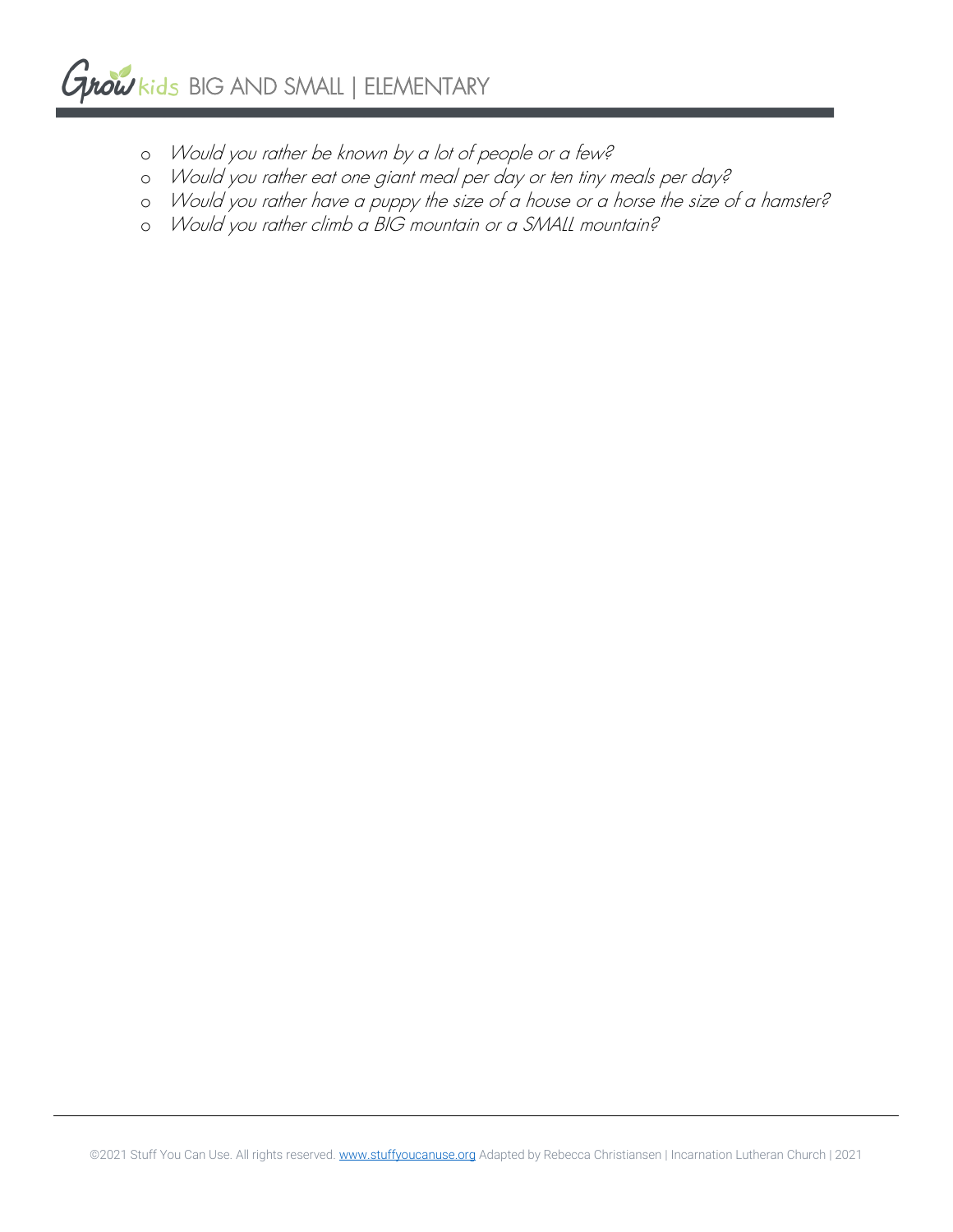- *Would you rather be known by a lot of people or a few?*
- *Would you rather eat one giant meal per day or ten tiny meals per day?*
- *Would you rather have a puppy the size of a house or a horse the size of a hamster?*
- *Would you rather climb a BIG mountain or a SMALL mountain?*